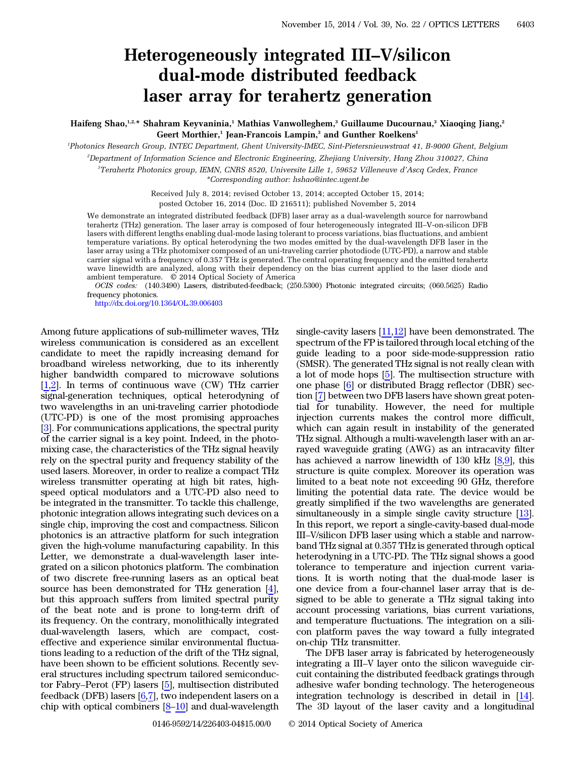# Heterogeneously integrated III–V/silicon dual-mode distributed feedback laser array for terahertz generation

**Haifeng Shao,[1,2,*] Shahram Keyvaninia,[1] Mathias Vanwolleghem,[3] Guillaume Ducournau,[3] Xiaoqing Jiang,[2] Geert Morthier,[1] Jean-Francois Lampin,[3] and Gunther Roelkens[1]**

[1]*Photonics Research Group, INTEC Department, Ghent University-IMEC, Sint-Pietersnieuwstraat 41, B-9000 Ghent, Belgium*

[2]*Department of Information Science and Electronic Engineering, Zhejiang University, Hang Zhou 310027, China*

[3]*Terahertz Photonics group, IEMN, CNRS 8520, Universite Lille 1, 59652 Villeneuve d'Ascq Cedex, France*

*\*Corresponding author: hshao@intec.ugent.be*

Received July 8, 2014; revised October 13, 2014; accepted October 15, 2014; posted October 16, 2014 (Doc. ID 216511); published November 5, 2014

We demonstrate an integrated distributed feedback (DFB) laser array as a dual-wavelength source for narrowband terahertz (THz) generation. The laser array is composed of four heterogeneously integrated III–V-on-silicon DFB lasers with different lengths enabling dual-mode lasing tolerant to process variations, bias fluctuations, and ambient temperature variations. By optical heterodyning the two modes emitted by the dual-wavelength DFB laser in the laser array using a THz photomixer composed of an uni-traveling carrier photodiode (UTC-PD), a narrow and stable carrier signal with a frequency of 0.357 THz is generated. The central operating frequency and the emitted terahertz wave linewidth are analyzed, along with their dependency on the bias current applied to the laser diode and ambient temperature. © 2014 Optical Society of America

*OCIS codes:* (140.3490) Lasers, distributed-feedback; (250.5300) Photonic integrated circuits; (060.5625) Radio frequency photonics.

http://dx.doi.org/10.1364/OL.39.006403

Among future applications of sub-millimeter waves, THz wireless communication is considered as an excellent candidate to meet the rapidly increasing demand for broadband wireless networking, due to its inherently higher bandwidth compared to microwave solutions [1,2]. In terms of continuous wave (CW) THz carrier signal-generation techniques, optical heterodyning of two wavelengths in an uni-traveling carrier photodiode (UTC-PD) is one of the most promising approaches [3]. For communications applications, the spectral purity of the carrier signal is a key point. Indeed, in the photomixing case, the characteristics of the THz signal heavily rely on the spectral purity and frequency stability of the used lasers. Moreover, in order to realize a compact THz wireless transmitter operating at high bit rates, high-speed optical modulators and a UTC-PD also need to be integrated in the transmitter. To tackle this challenge, photonic integration allows integrating such devices on a single chip, improving the cost and compactness. Silicon photonics is an attractive platform for such integration given the high-volume manufacturing capability. In this Letter, we demonstrate a dual-wavelength laser integrated on a silicon photonics platform. The combination of two discrete free-running lasers as an optical beat source has been demonstrated for THz generation [4], but this approach suffers from limited spectral purity of the beat note and is prone to long-term drift of its frequency. On the contrary, monolithically integrated dual-wavelength lasers, which are compact, cost-effective and experience similar environmental fluctuations leading to a reduction of the drift of the THz signal, have been shown to be efficient solutions. Recently several structures including spectrum tailored semiconductor Fabry–Perot (FP) lasers [5], multisection distributed feedback (DFB) lasers [6,7], two independent lasers on a chip with optical combiners [8–10] and dual-wavelength single-cavity lasers [11,12] have been demonstrated. The spectrum of the FP is tailored through local etching of the guide leading to a poor side-mode-suppression ratio (SMSR). The generated THz signal is not really clean with a lot of mode hops [5]. The multisection structure with one phase [6] or distributed Bragg reflector (DBR) section [7] between two DFB lasers have shown great potential for tunability. However, the need for multiple injection currents makes the control more difficult, which can again result in instability of the generated THz signal. Although a multi-wavelength laser with an arrayed waveguide grating (AWG) as an intracavity filter has achieved a narrow linewidth of 130 kHz [8,9], this structure is quite complex. Moreover its operation was limited to a beat note not exceeding 90 GHz, therefore limiting the potential data rate. The device would be greatly simplified if the two wavelengths are generated simultaneously in a simple single cavity structure [13]. In this report, we report a single-cavity-based dual-mode III–V/silicon DFB laser using which a stable and narrowband THz signal at 0.357 THz is generated through optical heterodyning in a UTC-PD. The THz signal shows a good tolerance to temperature and injection current variations. It is worth noting that the dual-mode laser is one device from a four-channel laser array that is designed to be able to generate a THz signal taking into account processing variations, bias current variations, and temperature fluctuations. The integration on a silicon platform paves the way toward a fully integrated on-chip THz transmitter.

The DFB laser array is fabricated by heterogeneously integrating a III–V layer onto the silicon waveguide circuit containing the distributed feedback gratings through adhesive wafer bonding technology. The heterogeneous integration technology is described in detail in [14]. The 3D layout of the laser cavity and a longitudinal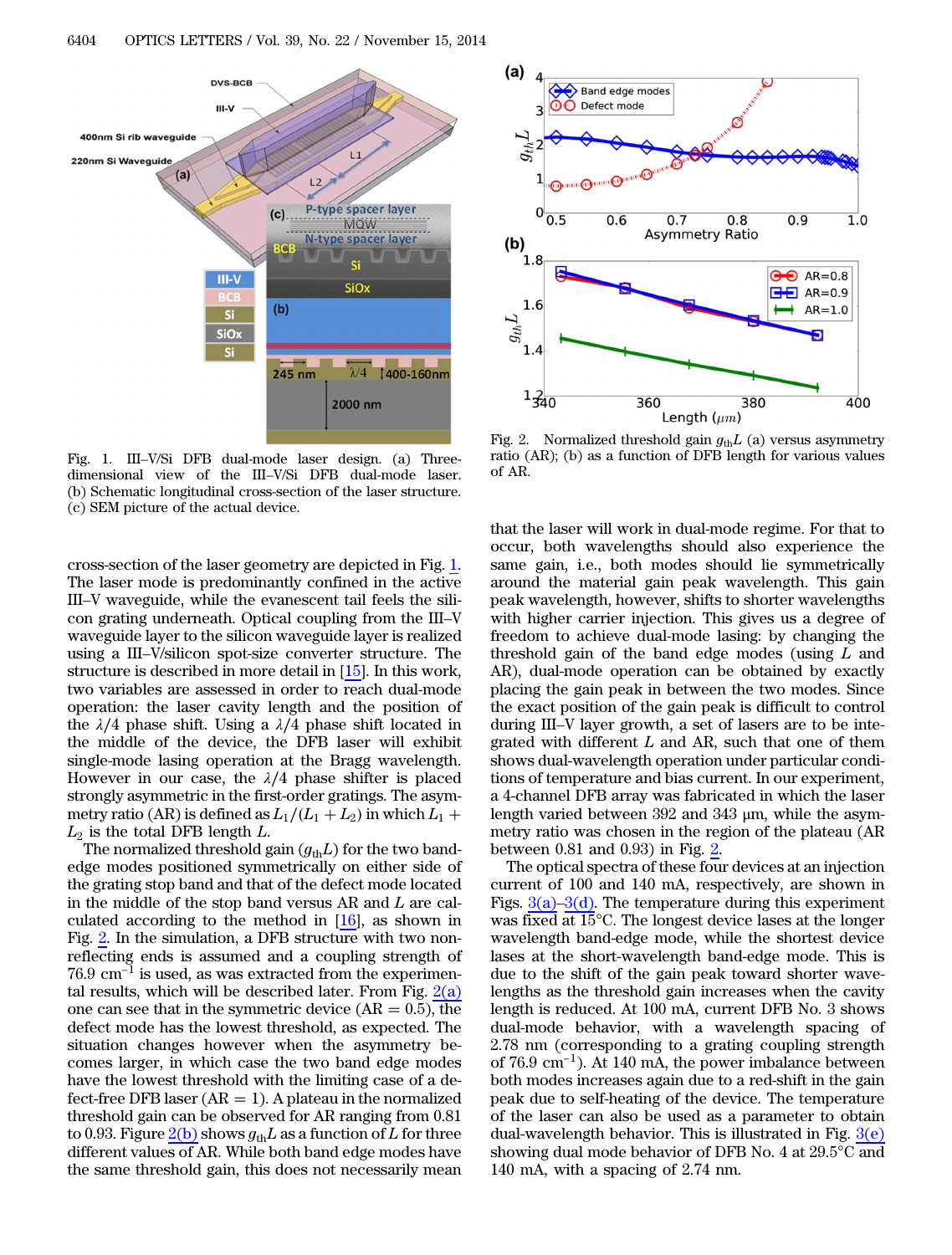Fig. 1. III–V/Si DFB dual-mode laser design. (a) Three-dimensional view of the III–V/Si DFB dual-mode laser. (b) Schematic longitudinal cross-section of the laser structure. (c) SEM picture of the actual device.

Fig. 2. Normalized threshold gain $g_{th}L$ (a) versus asymmetry ratio (AR); (b) as a function of DFB length for various values of AR.

cross-section of the laser geometry are depicted in Fig. 1. The laser mode is predominantly confined in the active III–V waveguide, while the evanescent tail feels the silicon grating underneath. Optical coupling from the III–V waveguide layer to the silicon waveguide layer is realized using a III–V/silicon spot-size converter structure. The structure is described in more detail in [15]. In this work, two variables are assessed in order to reach dual-mode operation: the laser cavity length and the position of the $\lambda/4$ phase shift. Using a $\lambda/4$ phase shift located in the middle of the device, the DFB laser will exhibit single-mode lasing operation at the Bragg wavelength. However in our case, the $\lambda/4$ phase shifter is placed strongly asymmetric in the first-order gratings. The asymmetry ratio (AR) is defined as $L_1/(L_1 + L_2)$ in which $L_1 + L_2$ is the total DFB length $L$.

The normalized threshold gain ($g_{th}L$) for the two band-edge modes positioned symmetrically on either side of the grating stop band and that of the defect mode located in the middle of the stop band versus AR and $L$ are calculated according to the method in [16], as shown in Fig. 2. In the simulation, a DFB structure with two non-reflecting ends is assumed and a coupling strength of 76.9 $\mathrm{cm}^{-1}$ is used, as was extracted from the experimental results, which will be described later. From Fig. 2(a) one can see that in the symmetric device (AR = 0.5), the defect mode has the lowest threshold, as expected. The situation changes however when the asymmetry becomes larger, in which case the two band edge modes have the lowest threshold with the limiting case of a defect-free DFB laser (AR = 1). A plateau in the normalized threshold gain can be observed for AR ranging from 0.81 to 0.93. Figure 2(b) shows $g_{th}L$ as a function of $L$ for three different values of AR. While both band edge modes have the same threshold gain, this does not necessarily mean that the laser will work in dual-mode regime. For that to occur, both wavelengths should also experience the same gain, i.e., both modes should lie symmetrically around the material gain peak wavelength. This gain peak wavelength, however, shifts to shorter wavelengths with higher carrier injection. This gives us a degree of freedom to achieve dual-mode lasing: by changing the threshold gain of the band edge modes (using $L$ and AR), dual-mode operation can be obtained by exactly placing the gain peak in between the two modes. Since the exact position of the gain peak is difficult to control during III–V layer growth, a set of lasers are to be integrated with different $L$ and AR, such that one of them shows dual-wavelength operation under particular conditions of temperature and bias current. In our experiment, a 4-channel DFB array was fabricated in which the laser length varied between 392 and 343 μm, while the asymmetry ratio was chosen in the region of the plateau (AR between 0.81 and 0.93) in Fig. 2.

The optical spectra of these four devices at an injection current of 100 and 140 mA, respectively, are shown in Figs. 3(a)–3(d). The temperature during this experiment was fixed at 15°C. The longest device lases at the longer wavelength band-edge mode, while the shortest device lases at the short-wavelength band-edge mode. This is due to the shift of the gain peak toward shorter wavelengths as the threshold gain increases when the cavity length is reduced. At 100 mA, current DFB No. 3 shows dual-mode behavior, with a wavelength spacing of 2.78 nm (corresponding to a grating coupling strength of 76.9 $\mathrm{cm}^{-1}$). At 140 mA, the power imbalance between both modes increases again due to a red-shift in the gain peak due to self-heating of the device. The temperature of the laser can also be used as a parameter to obtain dual-wavelength behavior. This is illustrated in Fig. 3(e) showing dual mode behavior of DFB No. 4 at 29.5°C and 140 mA, with a spacing of 2.74 nm.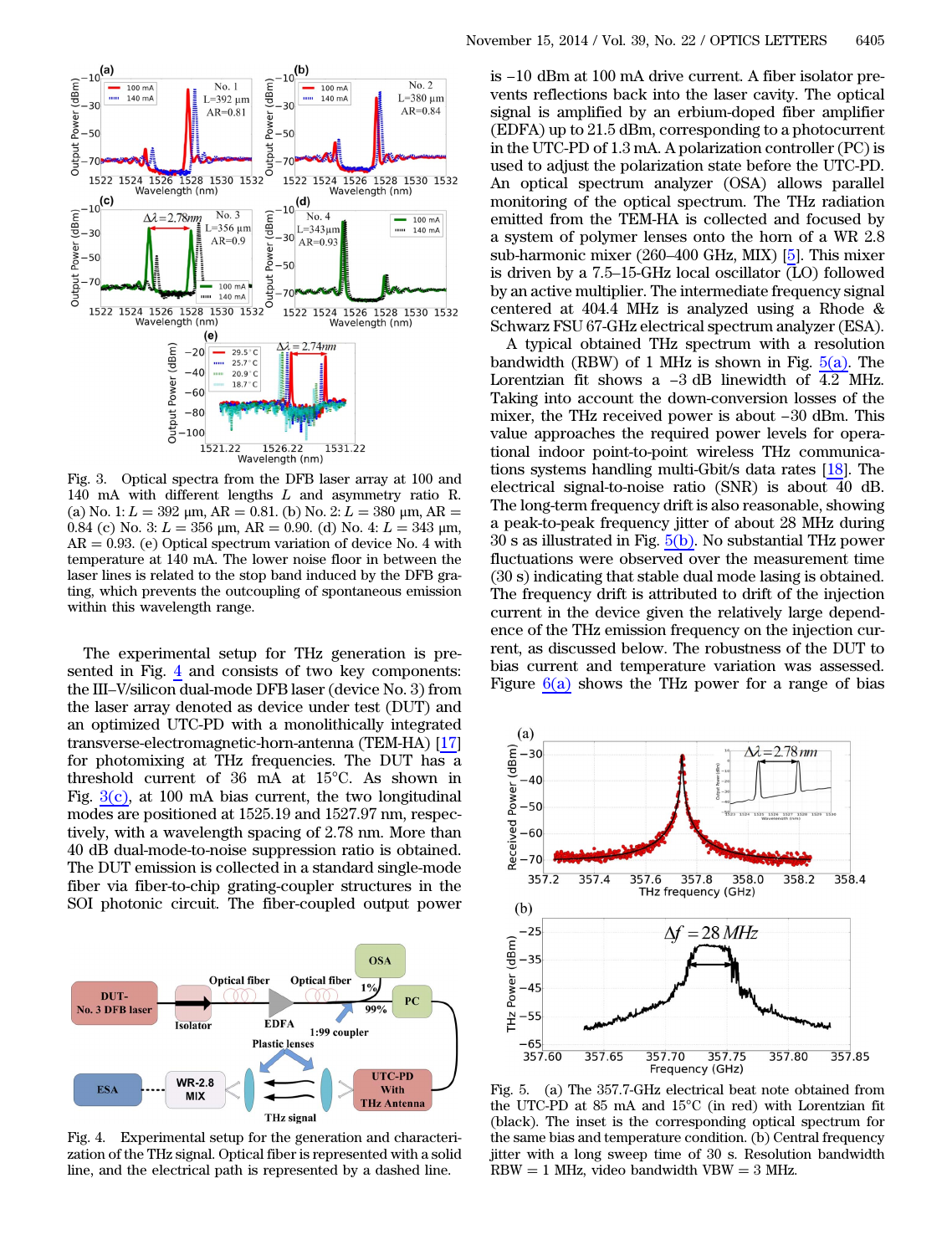Fig. 3. Optical spectra from the DFB laser array at 100 and 140 mA with different lengths $L$ and asymmetry ratio R. (a) No. 1: $L = 392$ μm, AR = 0.81. (b) No. 2: $L = 380$ μm, AR = 0.84 (c) No. 3: $L = 356$ μm, AR = 0.90. (d) No. 4: $L = 343$ μm, AR = 0.93. (e) Optical spectrum variation of device No. 4 with temperature at 140 mA. The lower noise floor in between the laser lines is related to the stop band induced by the DFB grating, which prevents the outcoupling of spontaneous emission within this wavelength range.

The experimental setup for THz generation is presented in Fig. 4 and consists of two key components: the III–V/silicon dual-mode DFB laser (device No. 3) from the laser array denoted as device under test (DUT) and an optimized UTC-PD with a monolithically integrated transverse-electromagnetic-horn-antenna (TEM-HA) [17] for photomixing at THz frequencies. The DUT has a threshold current of 36 mA at 15°C. As shown in Fig. 3(c), at 100 mA bias current, the two longitudinal modes are positioned at 1525.19 and 1527.97 nm, respectively, with a wavelength spacing of 2.78 nm. More than 40 dB dual-mode-to-noise suppression ratio is obtained. The DUT emission is collected in a standard single-mode fiber via fiber-to-chip grating-coupler structures in the SOI photonic circuit. The fiber-coupled output power is −10 dBm at 100 mA drive current. A fiber isolator prevents reflections back into the laser cavity. The optical signal is amplified by an erbium-doped fiber amplifier (EDFA) up to 21.5 dBm, corresponding to a photocurrent in the UTC-PD of 1.3 mA. A polarization controller (PC) is used to adjust the polarization state before the UTC-PD. An optical spectrum analyzer (OSA) allows parallel monitoring of the optical spectrum. The THz radiation emitted from the TEM-HA is collected and focused by a system of polymer lenses onto the horn of a WR 2.8 sub-harmonic mixer (260–400 GHz, MIX) [5]. This mixer is driven by a 7.5–15-GHz local oscillator (LO) followed by an active multiplier. The intermediate frequency signal centered at 404.4 MHz is analyzed using a Rhode & Schwarz FSU 67-GHz electrical spectrum analyzer (ESA).

Fig. 4. Experimental setup for the generation and characterization of the THz signal. Optical fiber is represented with a solid line, and the electrical path is represented by a dashed line.

A typical obtained THz spectrum with a resolution bandwidth (RBW) of 1 MHz is shown in Fig. 5(a). The Lorentzian fit shows a −3 dB linewidth of 4.2 MHz. Taking into account the down-conversion losses of the mixer, the THz received power is about −30 dBm. This value approaches the required power levels for operational indoor point-to-point wireless THz communications systems handling multi-Gbit/s data rates [18]. The electrical signal-to-noise ratio (SNR) is about 40 dB. The long-term frequency drift is also reasonable, showing a peak-to-peak frequency jitter of about 28 MHz during 30 s as illustrated in Fig. 5(b). No substantial THz power fluctuations were observed over the measurement time (30 s) indicating that stable dual mode lasing is obtained. The frequency drift is attributed to drift of the injection current in the device given the relatively large dependence of the THz emission frequency on the injection current, as discussed below. The robustness of the DUT to bias current and temperature variation was assessed. Figure 6(a) shows the THz power for a range of bias

Fig. 5. (a) The 357.7-GHz electrical beat note obtained from the UTC-PD at 85 mA and 15°C (in red) with Lorentzian fit (black). The inset is the corresponding optical spectrum for the same bias and temperature condition. (b) Central frequency jitter with a long sweep time of 30 s. Resolution bandwidth RBW = 1 MHz, video bandwidth VBW = 3 MHz.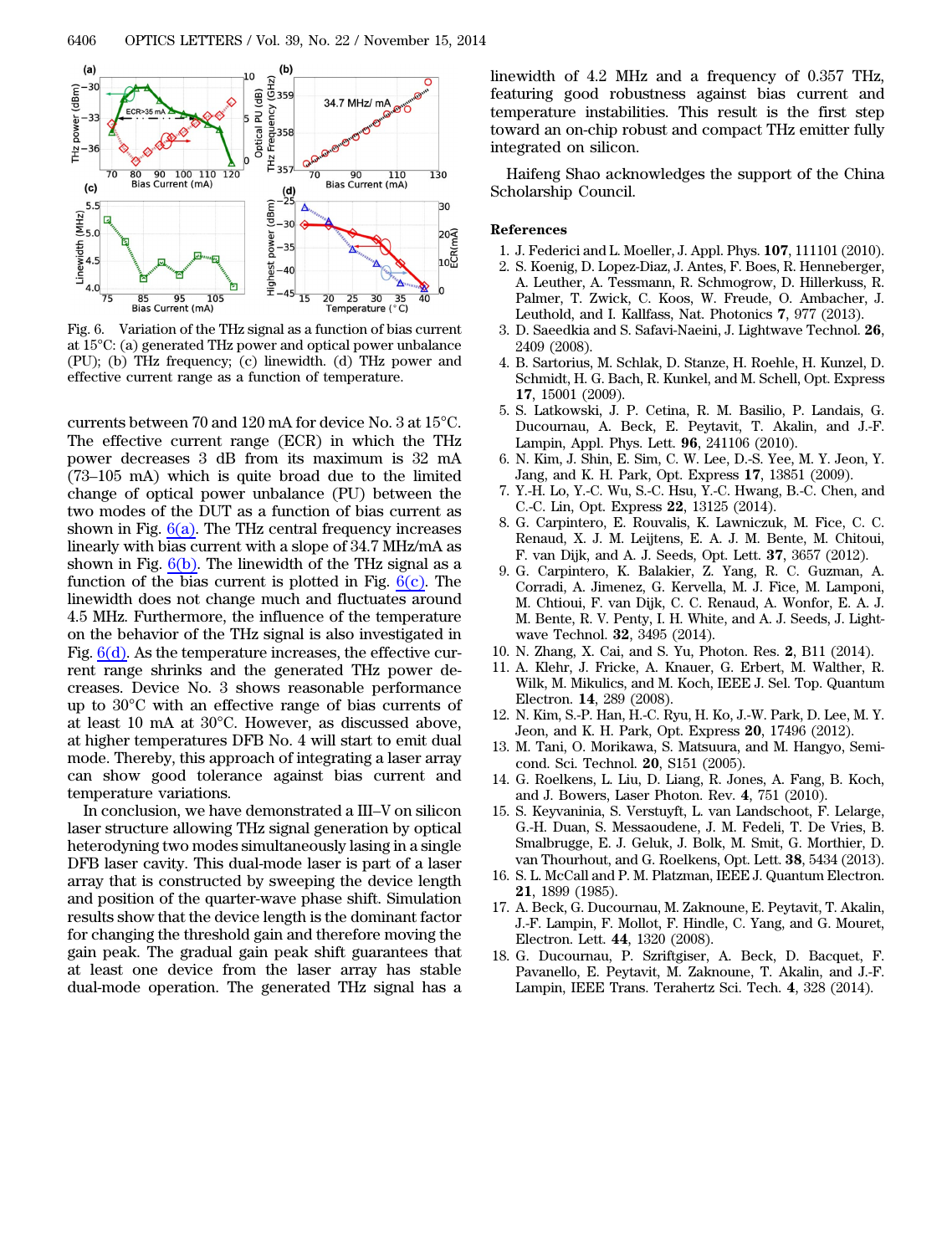(a)

THz power (dBm)

−30

−33

−36

ECR>35 mA

70 80 90 100 110 120

Bias Current (mA)

10

5

0

Optical PU (dB)

(b)

THz Frequency (GHz)

359

358

357

34.7 MHz/ mA

70 90 110 130

Bias Current (mA)

(c)

Linewidth (MHz)

5.5

5.0

4.5

4.0

75 85 95 105

Bias Current (mA)

(d)

Highest power (dBm)

−25

−30

−35

−40

−45

15 20 25 30 35 40

Temperature (°C)

30

20

10

0

ECR(mA)

Fig. 6. Variation of the THz signal as a function of bias current at 15°C: (a) generated THz power and optical power unbalance (PU); (b) THz frequency; (c) linewidth. (d) THz power and effective current range as a function of temperature.

currents between 70 and 120 mA for device No. 3 at 15°C. The effective current range (ECR) in which the THz power decreases 3 dB from its maximum is 32 mA (73–105 mA) which is quite broad due to the limited change of optical power unbalance (PU) between the two modes of the DUT as a function of bias current as shown in Fig. 6(a). The THz central frequency increases linearly with bias current with a slope of 34.7 MHz/mA as shown in Fig. 6(b). The linewidth of the THz signal as a function of the bias current is plotted in Fig. 6(c). The linewidth does not change much and fluctuates around 4.5 MHz. Furthermore, the influence of the temperature on the behavior of the THz signal is also investigated in Fig. 6(d). As the temperature increases, the effective current range shrinks and the generated THz power decreases. Device No. 3 shows reasonable performance up to 30°C with an effective range of bias currents of at least 10 mA at 30°C. However, as discussed above, at higher temperatures DFB No. 4 will start to emit dual mode. Thereby, this approach of integrating a laser array can show good tolerance against bias current and temperature variations.

In conclusion, we have demonstrated a III–V on silicon laser structure allowing THz signal generation by optical heterodyning two modes simultaneously lasing in a single DFB laser cavity. This dual-mode laser is part of a laser array that is constructed by sweeping the device length and position of the quarter-wave phase shift. Simulation results show that the device length is the dominant factor for changing the threshold gain and therefore moving the gain peak. The gradual gain peak shift guarantees that at least one device from the laser array has stable dual-mode operation. The generated THz signal has a linewidth of 4.2 MHz and a frequency of 0.357 THz, featuring good robustness against bias current and temperature instabilities. This result is the first step toward an on-chip robust and compact THz emitter fully integrated on silicon.

Haifeng Shao acknowledges the support of the China Scholarship Council.

## References

1. J. Federici and L. Moeller, J. Appl. Phys. **107**, 111101 (2010).
2. S. Koenig, D. Lopez-Diaz, J. Antes, F. Boes, R. Henneberger, A. Leuther, A. Tessmann, R. Schmogrow, D. Hillerkuss, R. Palmer, T. Zwick, C. Koos, W. Freude, O. Ambacher, J. Leuthold, and I. Kallfass, Nat. Photonics **7**, 977 (2013).
3. D. Saeedkia and S. Safavi-Naeini, J. Lightwave Technol. **26**, 2409 (2008).
4. B. Sartorius, M. Schlak, D. Stanze, H. Roehle, H. Kunzel, D. Schmidt, H. G. Bach, R. Kunkel, and M. Schell, Opt. Express **17**, 15001 (2009).
5. S. Latkowski, J. P. Cetina, R. M. Basilio, P. Landais, G. Ducournau, A. Beck, E. Peytavit, T. Akalin, and J.-F. Lampin, Appl. Phys. Lett. **96**, 241106 (2010).
6. N. Kim, J. Shin, E. Sim, C. W. Lee, D.-S. Yee, M. Y. Jeon, Y. Jang, and K. H. Park, Opt. Express **17**, 13851 (2009).
7. Y.-H. Lo, Y.-C. Wu, S.-C. Hsu, Y.-C. Hwang, B.-C. Chen, and C.-C. Lin, Opt. Express **22**, 13125 (2014).
8. G. Carpintero, E. Rouvalis, K. Lawniczuk, M. Fice, C. C. Renaud, X. J. M. Leijtens, E. A. J. M. Bente, M. Chitoui, F. van Dijk, and A. J. Seeds, Opt. Lett. **37**, 3657 (2012).
9. G. Carpintero, K. Balakier, Z. Yang, R. C. Guzman, A. Corradi, A. Jimenez, G. Kervella, M. J. Fice, M. Lamponi, M. Chtioui, F. van Dijk, C. C. Renaud, A. Wonfor, E. A. J. M. Bente, R. V. Penty, I. H. White, and A. J. Seeds, J. Lightwave Technol. **32**, 3495 (2014).
10. N. Zhang, X. Cai, and S. Yu, Photon. Res. **2**, B11 (2014).
11. A. Klehr, J. Fricke, A. Knauer, G. Erbert, M. Walther, R. Wilk, M. Mikulics, and M. Koch, IEEE J. Sel. Top. Quantum Electron. **14**, 289 (2008).
12. N. Kim, S.-P. Han, H.-C. Ryu, H. Ko, J.-W. Park, D. Lee, M. Y. Jeon, and K. H. Park, Opt. Express **20**, 17496 (2012).
13. M. Tani, O. Morikawa, S. Matsuura, and M. Hangyo, Semicond. Sci. Technol. **20**, S151 (2005).
14. G. Roelkens, L. Liu, D. Liang, R. Jones, A. Fang, B. Koch, and J. Bowers, Laser Photon. Rev. **4**, 751 (2010).
15. S. Keyvaninia, S. Verstuyft, L. van Landschoot, F. Lelarge, G.-H. Duan, S. Messaoudene, J. M. Fedeli, T. De Vries, B. Smalbrugge, E. J. Geluk, J. Bolk, M. Smit, G. Morthier, D. van Thourhout, and G. Roelkens, Opt. Lett. **38**, 5434 (2013).
16. S. L. McCall and P. M. Platzman, IEEE J. Quantum Electron. **21**, 1899 (1985).
17. A. Beck, G. Ducournau, M. Zaknoune, E. Peytavit, T. Akalin, J.-F. Lampin, F. Mollot, F. Hindle, C. Yang, and G. Mouret, Electron. Lett. **44**, 1320 (2008).
18. G. Ducournau, P. Szriftgiser, A. Beck, D. Bacquet, F. Pavanello, E. Peytavit, M. Zaknoune, T. Akalin, and J.-F. Lampin, IEEE Trans. Terahertz Sci. Tech. **4**, 328 (2014).